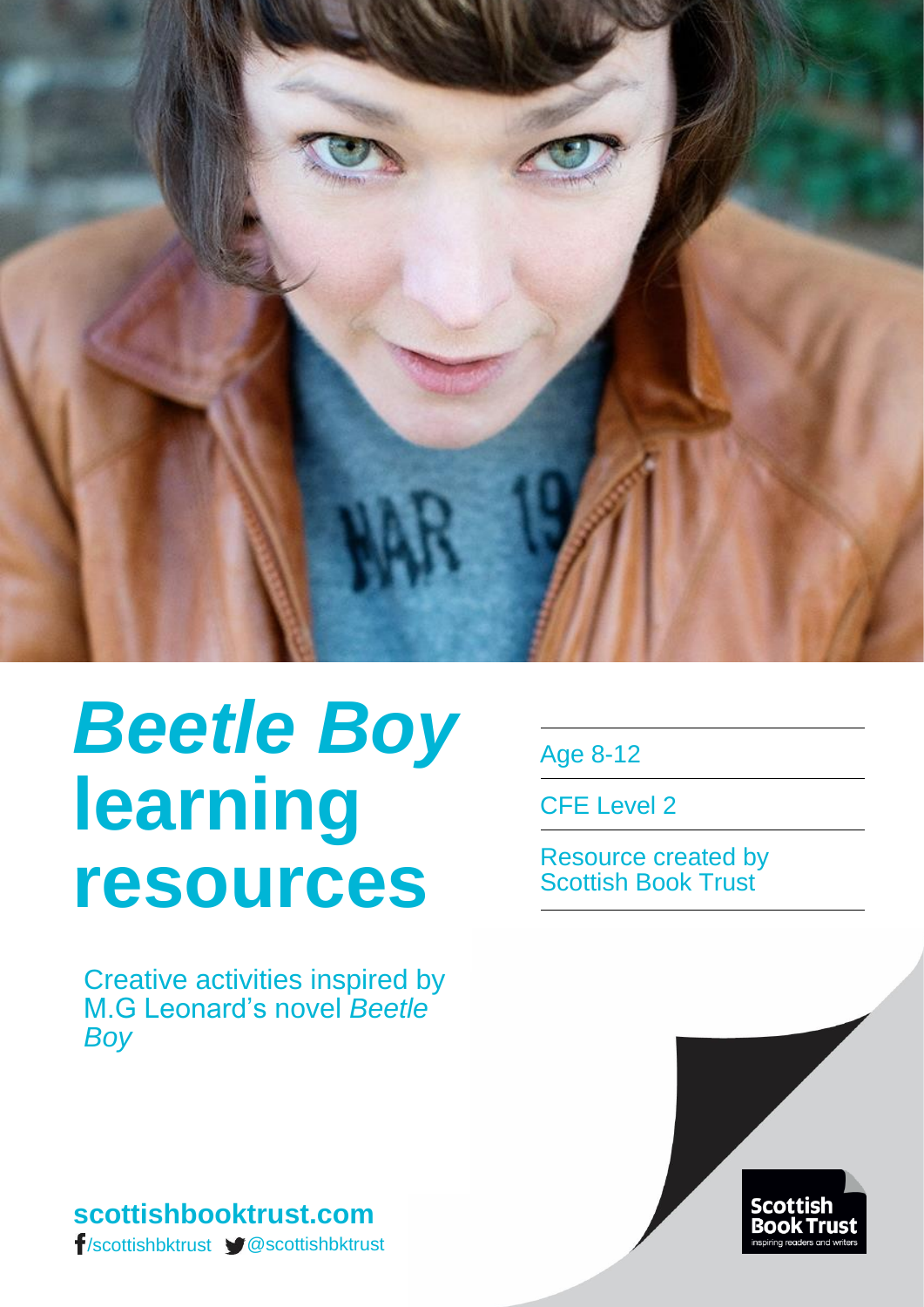# *Beetle Boy* learning resources

Age 8-12

CFE Level 2

Resource created by Scottish Book Trust

Creative activities inspired by M.G Leonard's novel *Beetle Boy*

**scottishbooktrust.com**

/scottishbktrust @scottishbktrust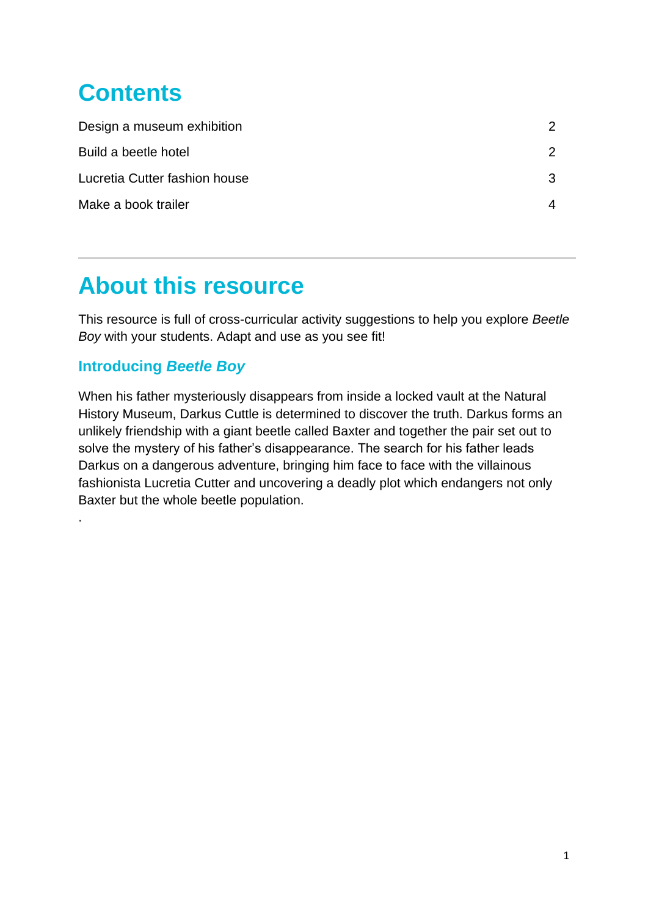# Contents

| | |
|---|---|
| Design a museum exhibition | 2 |
| Build a beetle hotel | 2 |
| Lucretia Cutter fashion house | 3 |
| Make a book trailer | 4 |

---

# About this resource

This resource is full of cross-curricular activity suggestions to help you explore *Beetle Boy* with your students. Adapt and use as you see fit!

## Introducing *Beetle Boy*

When his father mysteriously disappears from inside a locked vault at the Natural History Museum, Darkus Cuttle is determined to discover the truth. Darkus forms an unlikely friendship with a giant beetle called Baxter and together the pair set out to solve the mystery of his father's disappearance. The search for his father leads Darkus on a dangerous adventure, bringing him face to face with the villainous fashionista Lucretia Cutter and uncovering a deadly plot which endangers not only Baxter but the whole beetle population.

.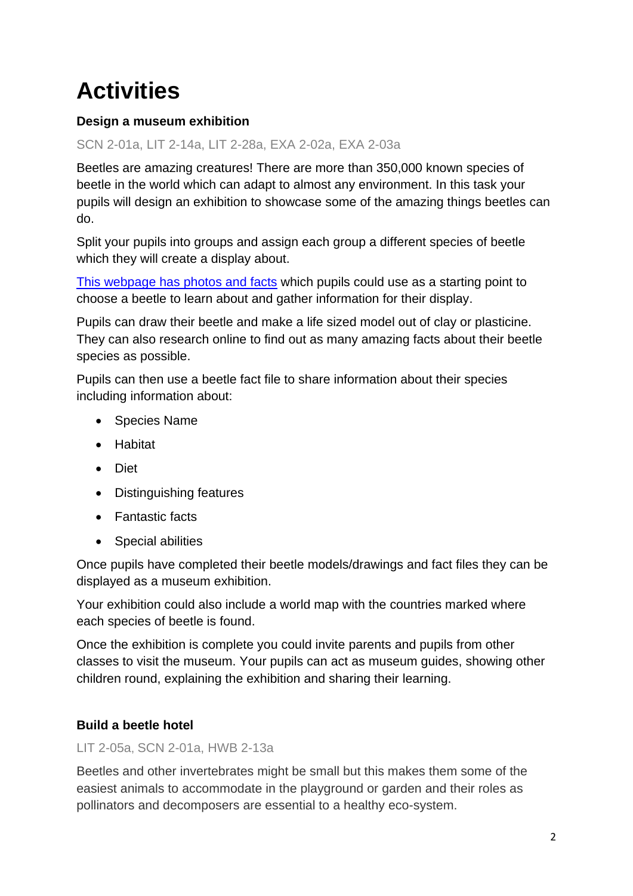# Activities

**Design a museum exhibition**

SCN 2-01a, LIT 2-14a, LIT 2-28a, EXA 2-02a, EXA 2-03a

Beetles are amazing creatures! There are more than 350,000 known species of beetle in the world which can adapt to almost any environment. In this task your pupils will design an exhibition to showcase some of the amazing things beetles can do.

Split your pupils into groups and assign each group a different species of beetle which they will create a display about.

This webpage has photos and facts which pupils could use as a starting point to choose a beetle to learn about and gather information for their display.

Pupils can draw their beetle and make a life sized model out of clay or plasticine. They can also research online to find out as many amazing facts about their beetle species as possible.

Pupils can then use a beetle fact file to share information about their species including information about:

- Species Name
- Habitat
- Diet
- Distinguishing features
- Fantastic facts
- Special abilities

Once pupils have completed their beetle models/drawings and fact files they can be displayed as a museum exhibition.

Your exhibition could also include a world map with the countries marked where each species of beetle is found.

Once the exhibition is complete you could invite parents and pupils from other classes to visit the museum. Your pupils can act as museum guides, showing other children round, explaining the exhibition and sharing their learning.

**Build a beetle hotel**

LIT 2-05a, SCN 2-01a, HWB 2-13a

Beetles and other invertebrates might be small but this makes them some of the easiest animals to accommodate in the playground or garden and their roles as pollinators and decomposers are essential to a healthy eco-system.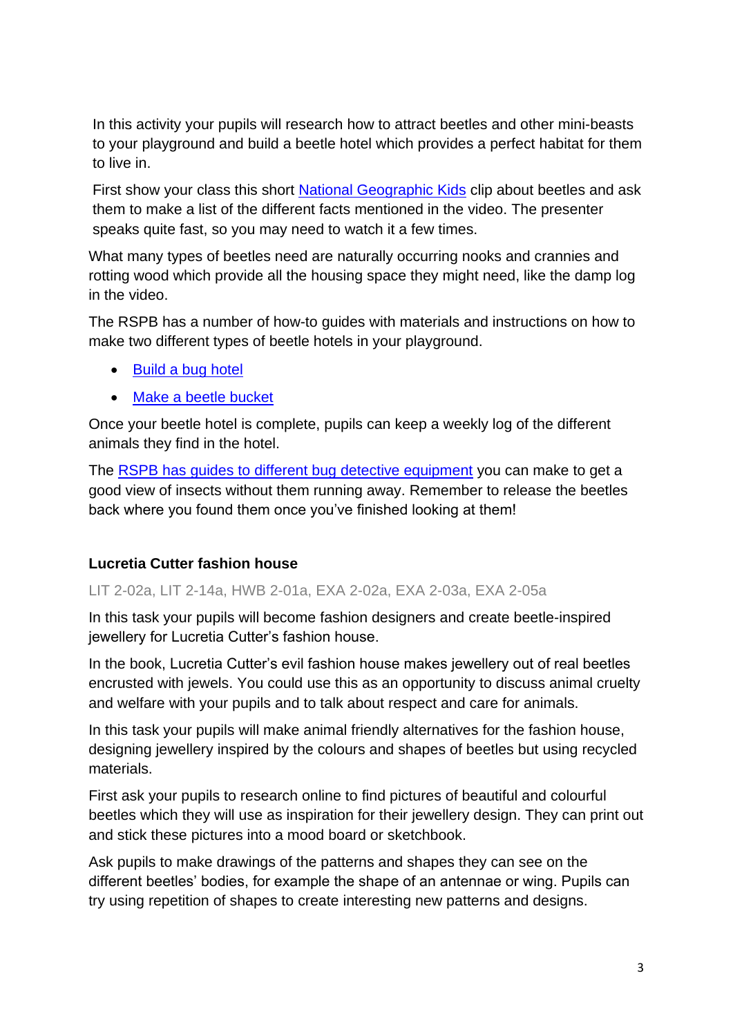In this activity your pupils will research how to attract beetles and other mini-beasts to your playground and build a beetle hotel which provides a perfect habitat for them to live in.

First show your class this short [National Geographic Kids]() clip about beetles and ask them to make a list of the different facts mentioned in the video. The presenter speaks quite fast, so you may need to watch it a few times.

What many types of beetles need are naturally occurring nooks and crannies and rotting wood which provide all the housing space they might need, like the damp log in the video.

The RSPB has a number of how-to guides with materials and instructions on how to make two different types of beetle hotels in your playground.

- [Build a bug hotel]()
- [Make a beetle bucket]()

Once your beetle hotel is complete, pupils can keep a weekly log of the different animals they find in the hotel.

The [RSPB has guides to different bug detective equipment]() you can make to get a good view of insects without them running away. Remember to release the beetles back where you found them once you've finished looking at them!

### Lucretia Cutter fashion house

LIT 2-02a, LIT 2-14a, HWB 2-01a, EXA 2-02a, EXA 2-03a, EXA 2-05a

In this task your pupils will become fashion designers and create beetle-inspired jewellery for Lucretia Cutter's fashion house.

In the book, Lucretia Cutter's evil fashion house makes jewellery out of real beetles encrusted with jewels. You could use this as an opportunity to discuss animal cruelty and welfare with your pupils and to talk about respect and care for animals.

In this task your pupils will make animal friendly alternatives for the fashion house, designing jewellery inspired by the colours and shapes of beetles but using recycled materials.

First ask your pupils to research online to find pictures of beautiful and colourful beetles which they will use as inspiration for their jewellery design. They can print out and stick these pictures into a mood board or sketchbook.

Ask pupils to make drawings of the patterns and shapes they can see on the different beetles' bodies, for example the shape of an antennae or wing. Pupils can try using repetition of shapes to create interesting new patterns and designs.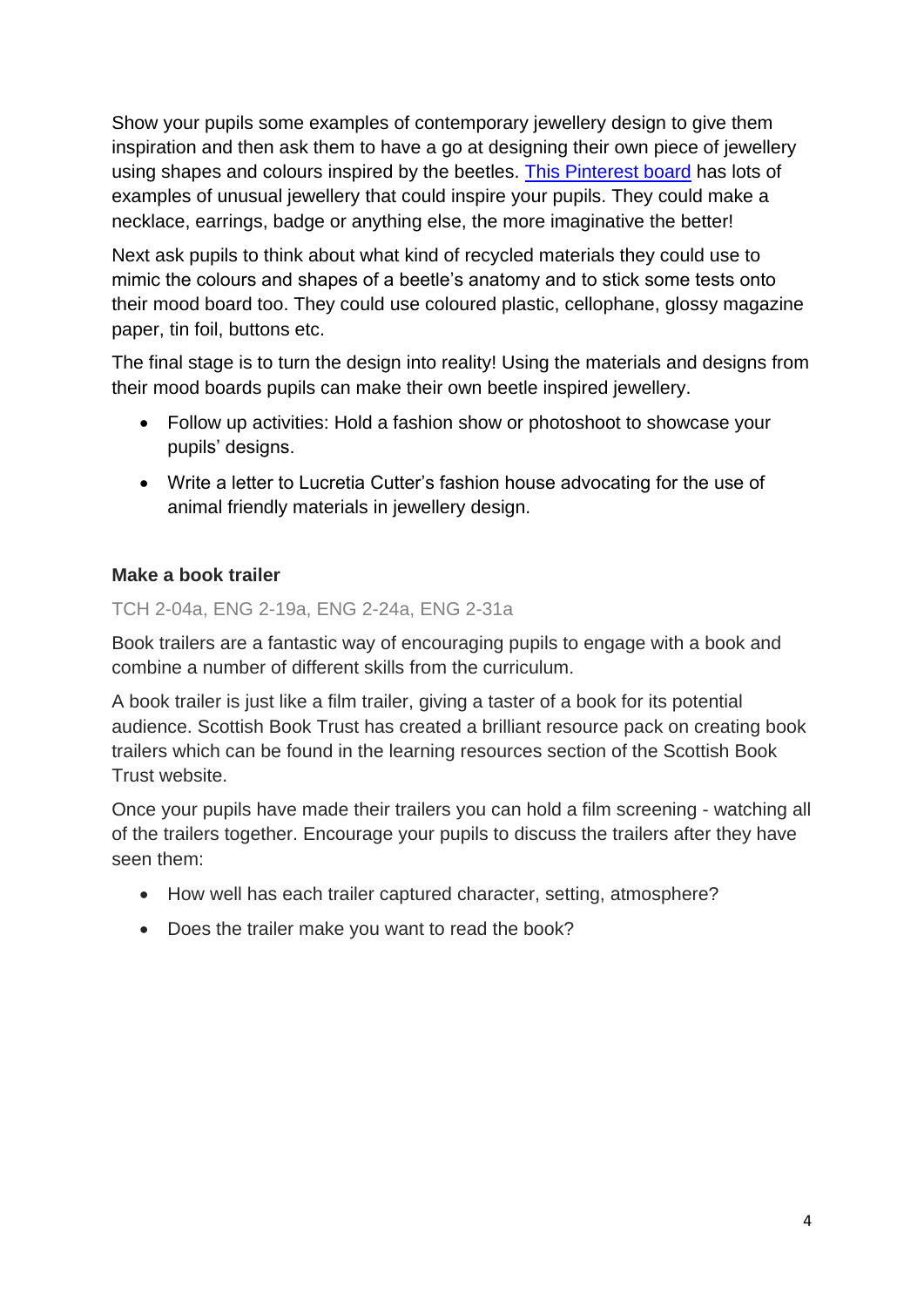Show your pupils some examples of contemporary jewellery design to give them inspiration and then ask them to have a go at designing their own piece of jewellery using shapes and colours inspired by the beetles. This Pinterest board has lots of examples of unusual jewellery that could inspire your pupils. They could make a necklace, earrings, badge or anything else, the more imaginative the better!

Next ask pupils to think about what kind of recycled materials they could use to mimic the colours and shapes of a beetle's anatomy and to stick some tests onto their mood board too. They could use coloured plastic, cellophane, glossy magazine paper, tin foil, buttons etc.

The final stage is to turn the design into reality! Using the materials and designs from their mood boards pupils can make their own beetle inspired jewellery.

- Follow up activities: Hold a fashion show or photoshoot to showcase your pupils' designs.
- Write a letter to Lucretia Cutter's fashion house advocating for the use of animal friendly materials in jewellery design.

**Make a book trailer**

TCH 2-04a, ENG 2-19a, ENG 2-24a, ENG 2-31a

Book trailers are a fantastic way of encouraging pupils to engage with a book and combine a number of different skills from the curriculum.

A book trailer is just like a film trailer, giving a taster of a book for its potential audience. Scottish Book Trust has created a brilliant resource pack on creating book trailers which can be found in the learning resources section of the Scottish Book Trust website.

Once your pupils have made their trailers you can hold a film screening - watching all of the trailers together. Encourage your pupils to discuss the trailers after they have seen them:

- How well has each trailer captured character, setting, atmosphere?
- Does the trailer make you want to read the book?